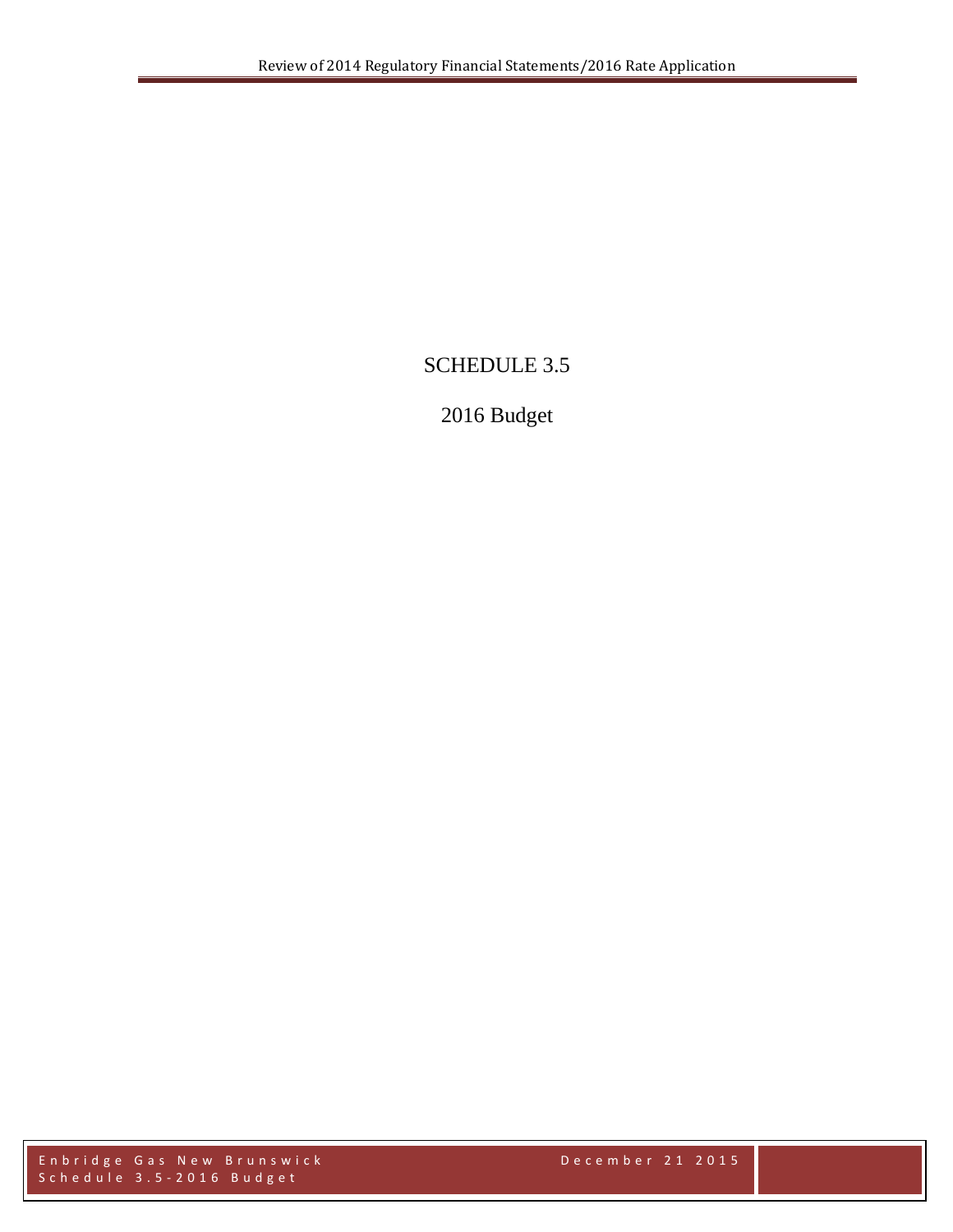# SCHEDULE 3.5

## 2016 Budget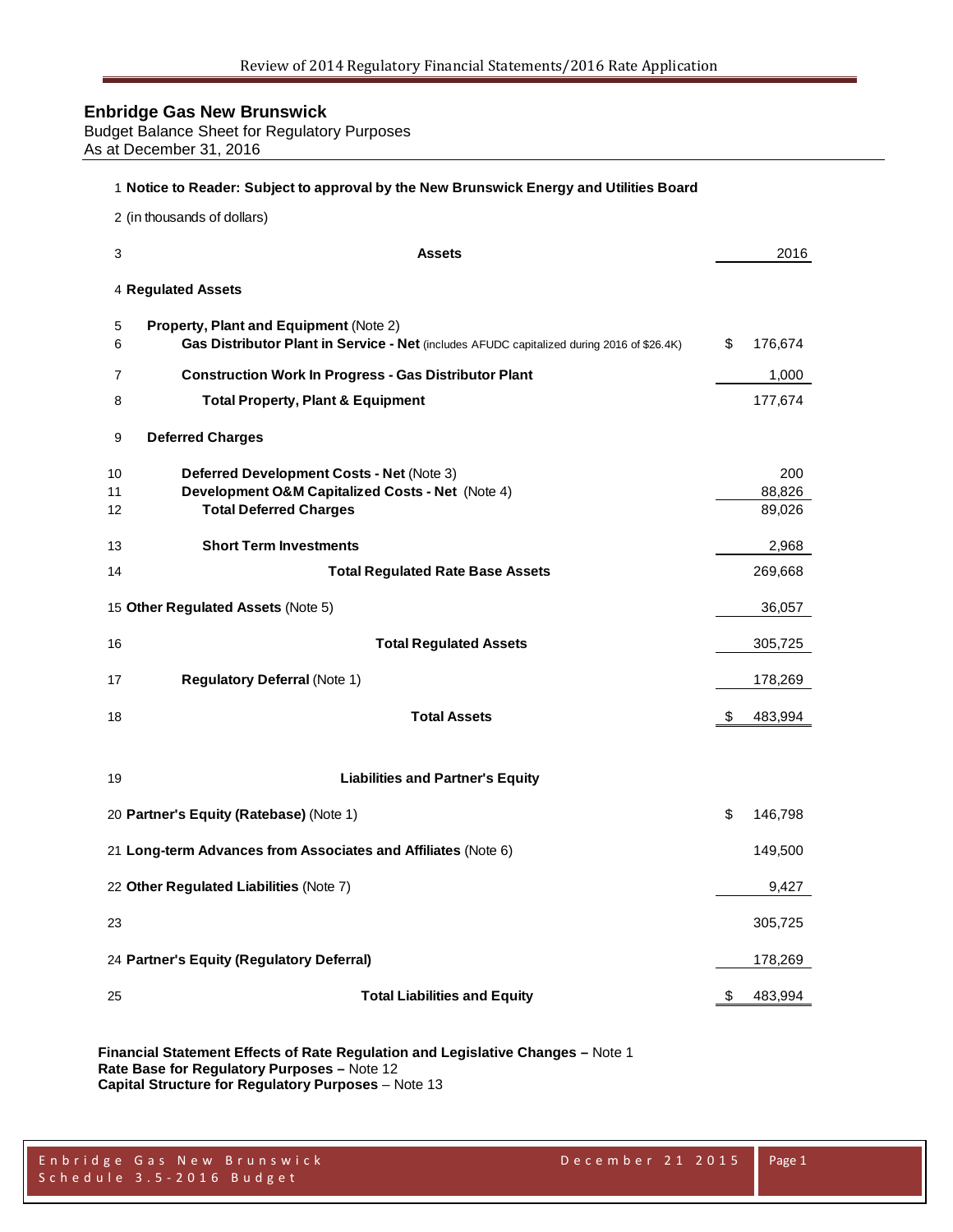# Enbridge Gas New Brunswick

Budget Balance Sheet for Regulatory Purposes
As at December 31, 2016

| Line | | |
|---|---|---|
| 1 | **Notice to Reader: Subject to approval by the New Brunswick Energy and Utilities Board** | |
| 2 | (in thousands of dollars) | |
| 3 | **Assets** | 2016 |
| 4 | **Regulated Assets** | |
| 5 | **Property, Plant and Equipment** (Note 2) | |
| 6 | **Gas Distributor Plant in Service - Net** (includes AFUDC capitalized during 2016 of $26.4K) | $ 176,674 |
| 7 | **Construction Work In Progress - Gas Distributor Plant** | 1,000 |
| 8 | **Total Property, Plant & Equipment** | 177,674 |
| 9 | **Deferred Charges** | |
| 10 | **Deferred Development Costs - Net** (Note 3) | 200 |
| 11 | **Development O&M Capitalized Costs - Net** (Note 4) | 88,826 |
| 12 | **Total Deferred Charges** | 89,026 |
| 13 | **Short Term Investments** | 2,968 |
| 14 | **Total Regulated Rate Base Assets** | 269,668 |
| 15 | **Other Regulated Assets** (Note 5) | 36,057 |
| 16 | **Total Regulated Assets** | 305,725 |
| 17 | **Regulatory Deferral** (Note 1) | 178,269 |
| 18 | **Total Assets** | $ 483,994 |
| 19 | **Liabilities and Partner's Equity** | |
| 20 | **Partner's Equity (Ratebase)** (Note 1) | $ 146,798 |
| 21 | **Long-term Advances from Associates and Affiliates** (Note 6) | 149,500 |
| 22 | **Other Regulated Liabilities** (Note 7) | 9,427 |
| 23 | | 305,725 |
| 24 | **Partner's Equity (Regulatory Deferral)** | 178,269 |
| 25 | **Total Liabilities and Equity** | $ 483,994 |

**Financial Statement Effects of Rate Regulation and Legislative Changes –** Note 1
**Rate Base for Regulatory Purposes –** Note 12
**Capital Structure for Regulatory Purposes** – Note 13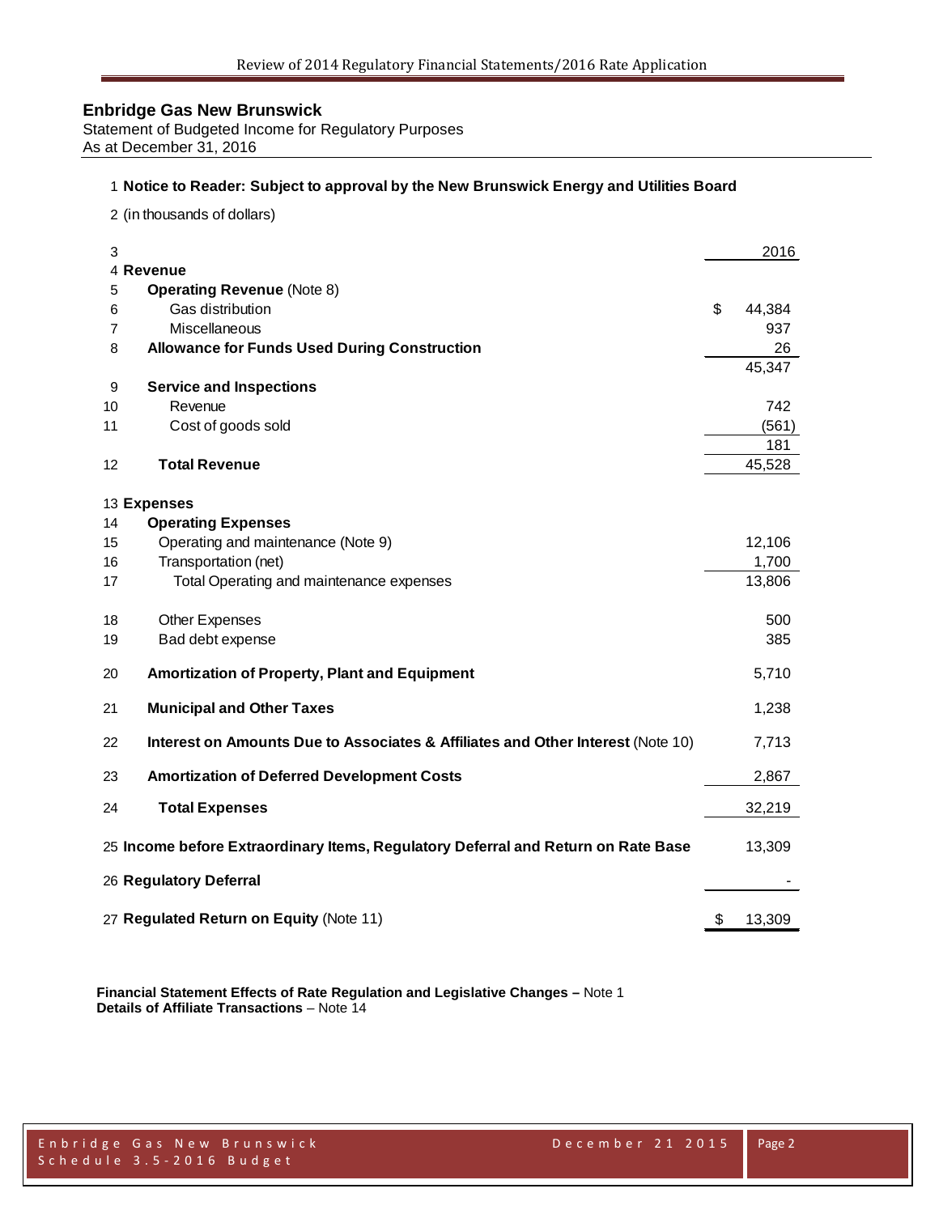**Enbridge Gas New Brunswick**
Statement of Budgeted Income for Regulatory Purposes
As at December 31, 2016

| # | | 2016 |
|---|---|---|
| 1 | **Notice to Reader: Subject to approval by the New Brunswick Energy and Utilities Board** | |
| 2 | (in thousands of dollars) | |
| 3 | | 2016 |
| 4 | **Revenue** | |
| 5 | **Operating Revenue** (Note 8) | |
| 6 | Gas distribution | $ 44,384 |
| 7 | Miscellaneous | 937 |
| 8 | **Allowance for Funds Used During Construction** | 26 |
| | | 45,347 |
| 9 | **Service and Inspections** | |
| 10 | Revenue | 742 |
| 11 | Cost of goods sold | (561) |
| | | 181 |
| 12 | **Total Revenue** | 45,528 |
| 13 | **Expenses** | |
| 14 | **Operating Expenses** | |
| 15 | Operating and maintenance (Note 9) | 12,106 |
| 16 | Transportation (net) | 1,700 |
| 17 | Total Operating and maintenance expenses | 13,806 |
| 18 | Other Expenses | 500 |
| 19 | Bad debt expense | 385 |
| 20 | **Amortization of Property, Plant and Equipment** | 5,710 |
| 21 | **Municipal and Other Taxes** | 1,238 |
| 22 | **Interest on Amounts Due to Associates & Affiliates and Other Interest** (Note 10) | 7,713 |
| 23 | **Amortization of Deferred Development Costs** | 2,867 |
| 24 | **Total Expenses** | 32,219 |
| 25 | **Income before Extraordinary Items, Regulatory Deferral and Return on Rate Base** | 13,309 |
| 26 | **Regulatory Deferral** | - |
| 27 | **Regulated Return on Equity** (Note 11) | $ 13,309 |

**Financial Statement Effects of Rate Regulation and Legislative Changes –** Note 1
**Details of Affiliate Transactions** – Note 14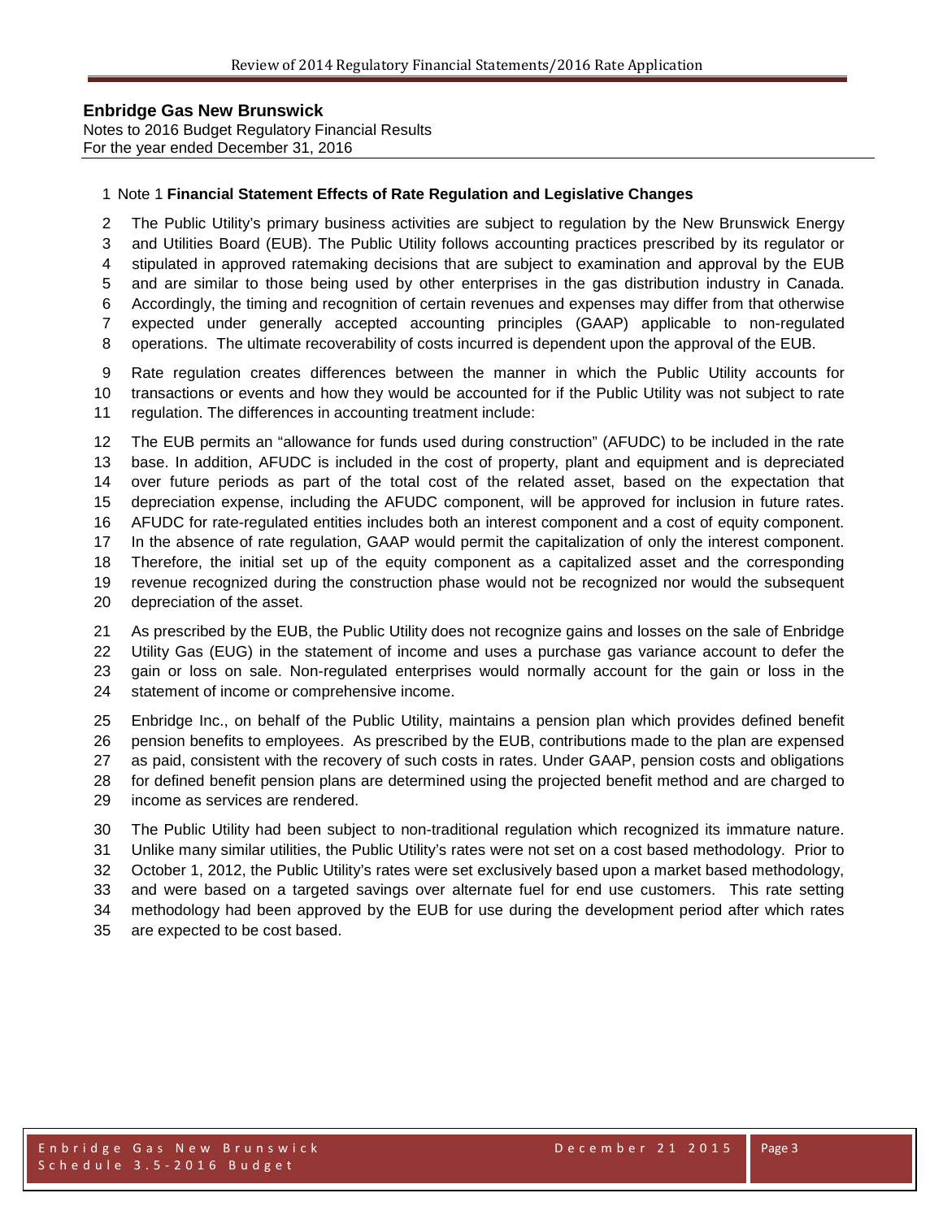**Enbridge Gas New Brunswick**
Notes to 2016 Budget Regulatory Financial Results
For the year ended December 31, 2016

Note 1 **Financial Statement Effects of Rate Regulation and Legislative Changes**

The Public Utility's primary business activities are subject to regulation by the New Brunswick Energy and Utilities Board (EUB). The Public Utility follows accounting practices prescribed by its regulator or stipulated in approved ratemaking decisions that are subject to examination and approval by the EUB and are similar to those being used by other enterprises in the gas distribution industry in Canada. Accordingly, the timing and recognition of certain revenues and expenses may differ from that otherwise expected under generally accepted accounting principles (GAAP) applicable to non-regulated operations. The ultimate recoverability of costs incurred is dependent upon the approval of the EUB.

Rate regulation creates differences between the manner in which the Public Utility accounts for transactions or events and how they would be accounted for if the Public Utility was not subject to rate regulation. The differences in accounting treatment include:

The EUB permits an "allowance for funds used during construction" (AFUDC) to be included in the rate base. In addition, AFUDC is included in the cost of property, plant and equipment and is depreciated over future periods as part of the total cost of the related asset, based on the expectation that depreciation expense, including the AFUDC component, will be approved for inclusion in future rates. AFUDC for rate-regulated entities includes both an interest component and a cost of equity component. In the absence of rate regulation, GAAP would permit the capitalization of only the interest component. Therefore, the initial set up of the equity component as a capitalized asset and the corresponding revenue recognized during the construction phase would not be recognized nor would the subsequent depreciation of the asset.

As prescribed by the EUB, the Public Utility does not recognize gains and losses on the sale of Enbridge Utility Gas (EUG) in the statement of income and uses a purchase gas variance account to defer the gain or loss on sale. Non-regulated enterprises would normally account for the gain or loss in the statement of income or comprehensive income.

Enbridge Inc., on behalf of the Public Utility, maintains a pension plan which provides defined benefit pension benefits to employees. As prescribed by the EUB, contributions made to the plan are expensed as paid, consistent with the recovery of such costs in rates. Under GAAP, pension costs and obligations for defined benefit pension plans are determined using the projected benefit method and are charged to income as services are rendered.

The Public Utility had been subject to non-traditional regulation which recognized its immature nature. Unlike many similar utilities, the Public Utility's rates were not set on a cost based methodology. Prior to October 1, 2012, the Public Utility's rates were set exclusively based upon a market based methodology, and were based on a targeted savings over alternate fuel for end use customers. This rate setting methodology had been approved by the EUB for use during the development period after which rates are expected to be cost based.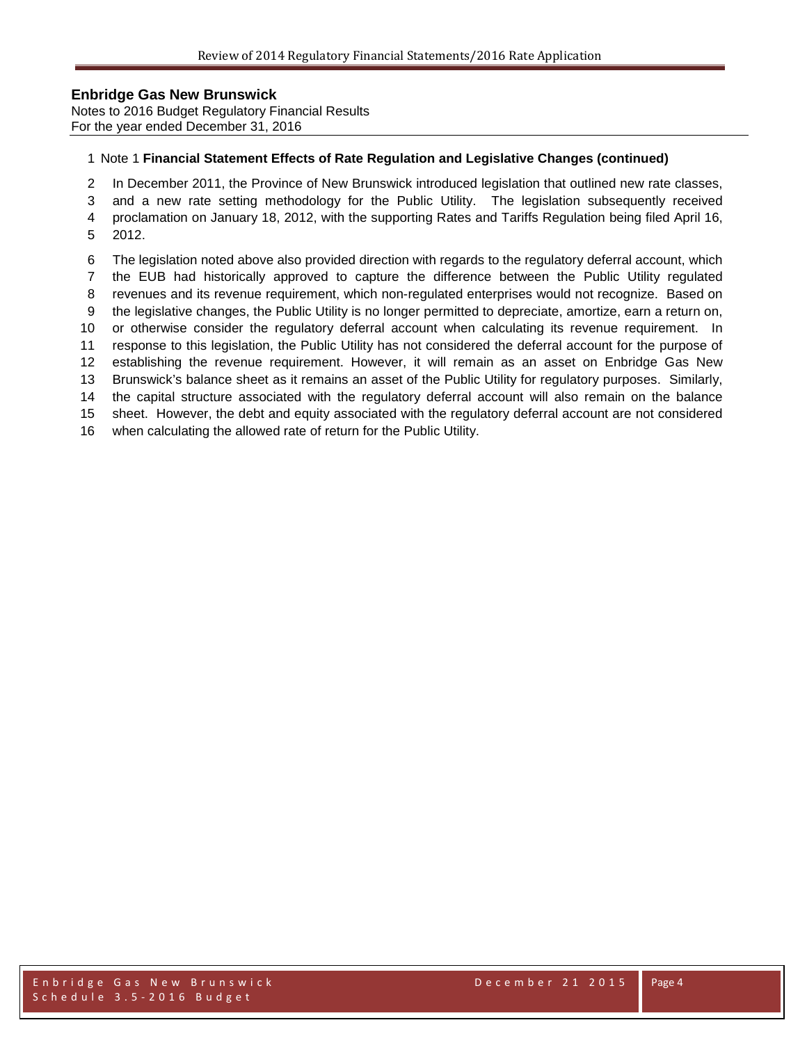**Enbridge Gas New Brunswick**
Notes to 2016 Budget Regulatory Financial Results
For the year ended December 31, 2016

Note 1 **Financial Statement Effects of Rate Regulation and Legislative Changes (continued)**

In December 2011, the Province of New Brunswick introduced legislation that outlined new rate classes, and a new rate setting methodology for the Public Utility. The legislation subsequently received proclamation on January 18, 2012, with the supporting Rates and Tariffs Regulation being filed April 16, 2012.

The legislation noted above also provided direction with regards to the regulatory deferral account, which the EUB had historically approved to capture the difference between the Public Utility regulated revenues and its revenue requirement, which non-regulated enterprises would not recognize. Based on the legislative changes, the Public Utility is no longer permitted to depreciate, amortize, earn a return on, or otherwise consider the regulatory deferral account when calculating its revenue requirement. In response to this legislation, the Public Utility has not considered the deferral account for the purpose of establishing the revenue requirement. However, it will remain as an asset on Enbridge Gas New Brunswick's balance sheet as it remains an asset of the Public Utility for regulatory purposes. Similarly, the capital structure associated with the regulatory deferral account will also remain on the balance sheet. However, the debt and equity associated with the regulatory deferral account are not considered when calculating the allowed rate of return for the Public Utility.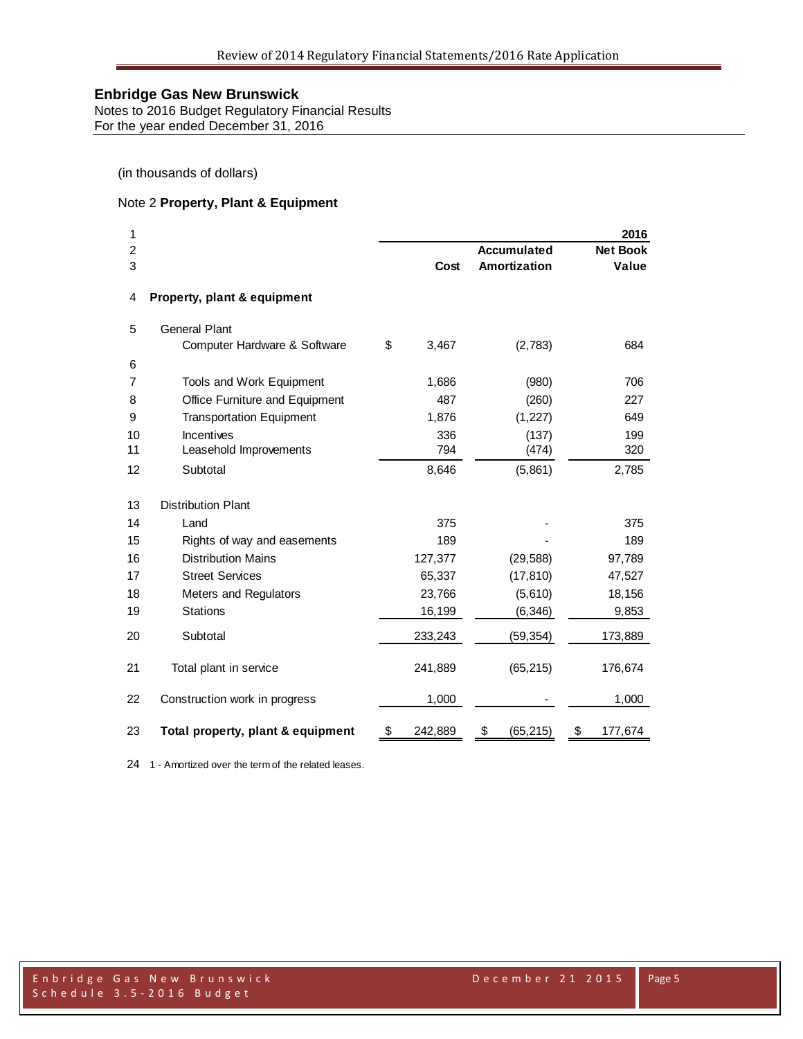## Enbridge Gas New Brunswick

Notes to 2016 Budget Regulatory Financial Results
For the year ended December 31, 2016

(in thousands of dollars)

Note 2 **Property, Plant & Equipment**

| Line | | | | 2016 |
|---|---|---|---|---|
| 2 | | | Accumulated | Net Book |
| 3 | | Cost | Amortization | Value |
| 4 | **Property, plant & equipment** | | | |
| 5 | General Plant | | | |
| | Computer Hardware & Software | $ 3,467 | (2,783) | 684 |
| 6 | | | | |
| 7 | Tools and Work Equipment | 1,686 | (980) | 706 |
| 8 | Office Furniture and Equipment | 487 | (260) | 227 |
| 9 | Transportation Equipment | 1,876 | (1,227) | 649 |
| 10 | Incentives | 336 | (137) | 199 |
| 11 | Leasehold Improvements | 794 | (474) | 320 |
| 12 | Subtotal | 8,646 | (5,861) | 2,785 |
| 13 | Distribution Plant | | | |
| 14 | Land | 375 | - | 375 |
| 15 | Rights of way and easements | 189 | - | 189 |
| 16 | Distribution Mains | 127,377 | (29,588) | 97,789 |
| 17 | Street Services | 65,337 | (17,810) | 47,527 |
| 18 | Meters and Regulators | 23,766 | (5,610) | 18,156 |
| 19 | Stations | 16,199 | (6,346) | 9,853 |
| 20 | Subtotal | 233,243 | (59,354) | 173,889 |
| 21 | Total plant in service | 241,889 | (65,215) | 176,674 |
| 22 | Construction work in progress | 1,000 | - | 1,000 |
| 23 | **Total property, plant & equipment** | $ 242,889 | $ (65,215) | $ 177,674 |

24 1 - Amortized over the term of the related leases.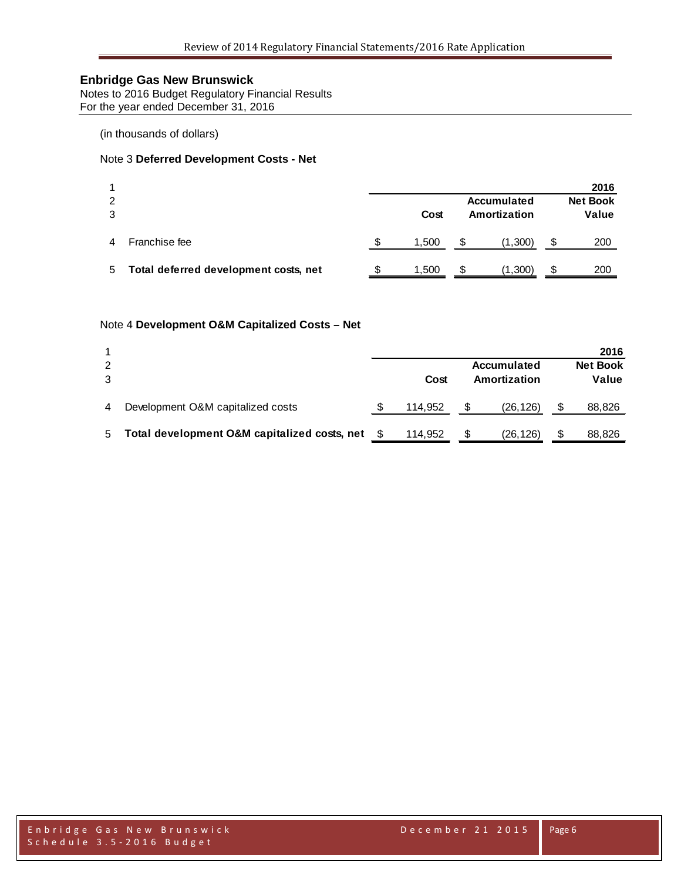## Enbridge Gas New Brunswick

Notes to 2016 Budget Regulatory Financial Results
For the year ended December 31, 2016

(in thousands of dollars)

### Note 3 **Deferred Development Costs - Net**

| | | | | 2016 |
|---|---|---|---|---|
| 2 | | | Accumulated | Net Book |
| 3 | | Cost | Amortization | Value |
| 4 | Franchise fee | $ 1,500 | $ (1,300) | $ 200 |
| 5 | **Total deferred development costs, net** | $ 1,500 | $ (1,300) | $ 200 |

### Note 4 **Development O&M Capitalized Costs – Net**

| | | | | 2016 |
|---|---|---|---|---|
| 2 | | | Accumulated | Net Book |
| 3 | | Cost | Amortization | Value |
| 4 | Development O&M capitalized costs | $ 114,952 | $ (26,126) | $ 88,826 |
| 5 | **Total development O&M capitalized costs, net** | $ 114,952 | $ (26,126) | $ 88,826 |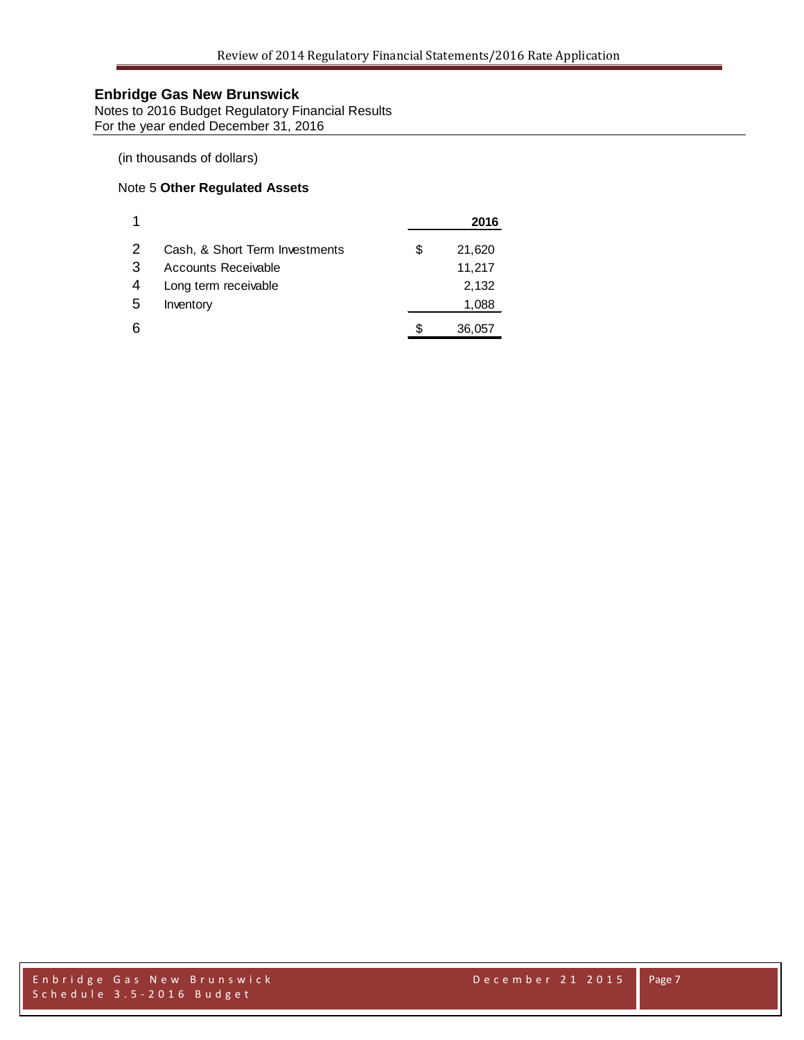**Enbridge Gas New Brunswick**
Notes to 2016 Budget Regulatory Financial Results
For the year ended December 31, 2016

(in thousands of dollars)

Note 5 **Other Regulated Assets**

| 1 | | | **2016** |
|---|---|---|---|
| 2 | Cash, & Short Term Investments | $ | 21,620 |
| 3 | Accounts Receivable | | 11,217 |
| 4 | Long term receivable | | 2,132 |
| 5 | Inventory | | 1,088 |
| 6 | | $ | 36,057 |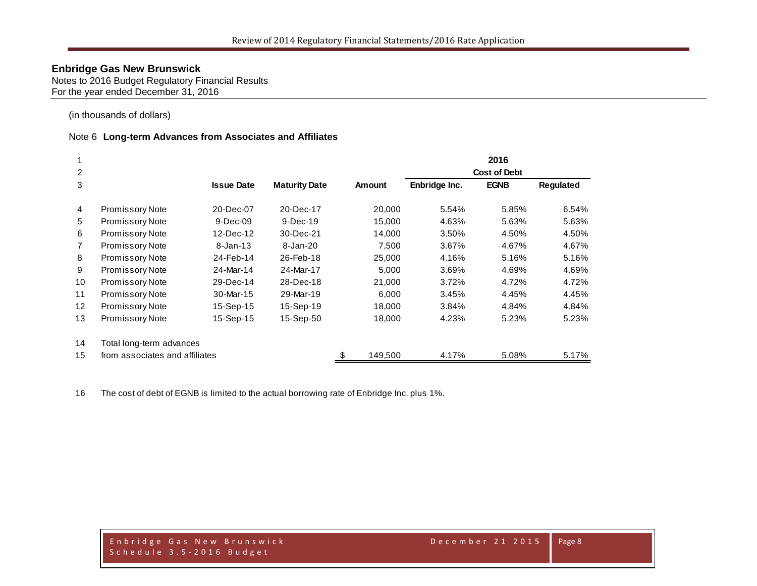# Enbridge Gas New Brunswick

Notes to 2016 Budget Regulatory Financial Results
For the year ended December 31, 2016

(in thousands of dollars)

## Note 6 **Long-term Advances from Associates and Affiliates**

| | | | | | 2016 | | |
|---|---|---|---|---|---|---|---|
| | | | | | Cost of Debt | | |
| | | **Issue Date** | **Maturity Date** | **Amount** | **Enbridge Inc.** | **EGNB** | **Regulated** |
| 1 | | | | | | | |
| 2 | | | | | | | |
| 3 | | | | | | | |
| 4 | Promissory Note | 20-Dec-07 | 20-Dec-17 | 20,000 | 5.54% | 5.85% | 6.54% |
| 5 | Promissory Note | 9-Dec-09 | 9-Dec-19 | 15,000 | 4.63% | 5.63% | 5.63% |
| 6 | Promissory Note | 12-Dec-12 | 30-Dec-21 | 14,000 | 3.50% | 4.50% | 4.50% |
| 7 | Promissory Note | 8-Jan-13 | 8-Jan-20 | 7,500 | 3.67% | 4.67% | 4.67% |
| 8 | Promissory Note | 24-Feb-14 | 26-Feb-18 | 25,000 | 4.16% | 5.16% | 5.16% |
| 9 | Promissory Note | 24-Mar-14 | 24-Mar-17 | 5,000 | 3.69% | 4.69% | 4.69% |
| 10 | Promissory Note | 29-Dec-14 | 28-Dec-18 | 21,000 | 3.72% | 4.72% | 4.72% |
| 11 | Promissory Note | 30-Mar-15 | 29-Mar-19 | 6,000 | 3.45% | 4.45% | 4.45% |
| 12 | Promissory Note | 15-Sep-15 | 15-Sep-19 | 18,000 | 3.84% | 4.84% | 4.84% |
| 13 | Promissory Note | 15-Sep-15 | 15-Sep-50 | 18,000 | 4.23% | 5.23% | 5.23% |
| 14 | Total long-term advances | | | | | | |
| 15 | from associates and affiliates | | | $ 149,500 | 4.17% | 5.08% | 5.17% |

16 The cost of debt of EGNB is limited to the actual borrowing rate of Enbridge Inc. plus 1%.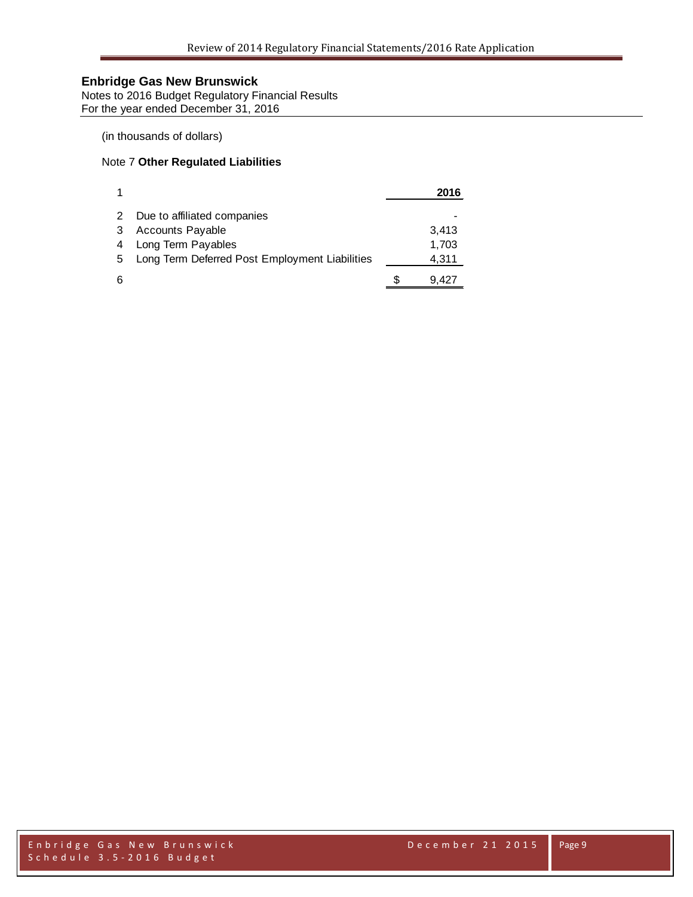## Enbridge Gas New Brunswick

Notes to 2016 Budget Regulatory Financial Results
For the year ended December 31, 2016

(in thousands of dollars)

### Note 7 **Other Regulated Liabilities**

| 1 | | 2016 |
|---|---|---|
| 2 | Due to affiliated companies | - |
| 3 | Accounts Payable | 3,413 |
| 4 | Long Term Payables | 1,703 |
| 5 | Long Term Deferred Post Employment Liabilities | 4,311 |
| 6 | | $ 9,427 |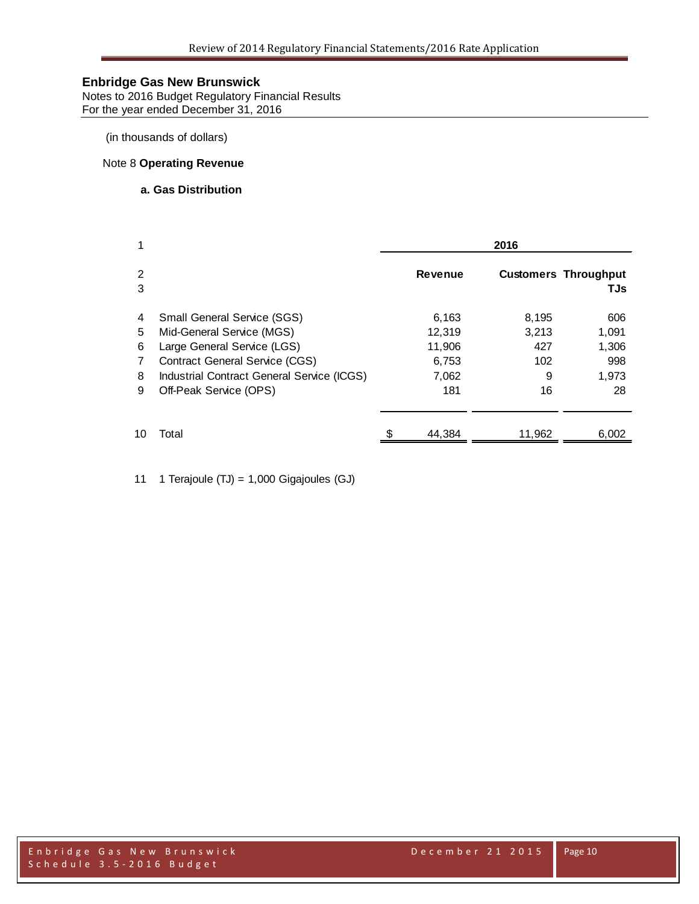## Enbridge Gas New Brunswick

Notes to 2016 Budget Regulatory Financial Results
For the year ended December 31, 2016

(in thousands of dollars)

### Note 8 **Operating Revenue**

#### a. Gas Distribution

| 1 | | 2016 | | |
|---|---|---|---|---|
| 2 | | **Revenue** | **Customers** | **Throughput** |
| 3 | | | | **TJs** |
| 4 | Small General Service (SGS) | 6,163 | 8,195 | 606 |
| 5 | Mid-General Service (MGS) | 12,319 | 3,213 | 1,091 |
| 6 | Large General Service (LGS) | 11,906 | 427 | 1,306 |
| 7 | Contract General Service (CGS) | 6,753 | 102 | 998 |
| 8 | Industrial Contract General Service (ICGS) | 7,062 | 9 | 1,973 |
| 9 | Off-Peak Service (OPS) | 181 | 16 | 28 |
| 10 | Total | $ 44,384 | 11,962 | 6,002 |

11 1 Terajoule (TJ) = 1,000 Gigajoules (GJ)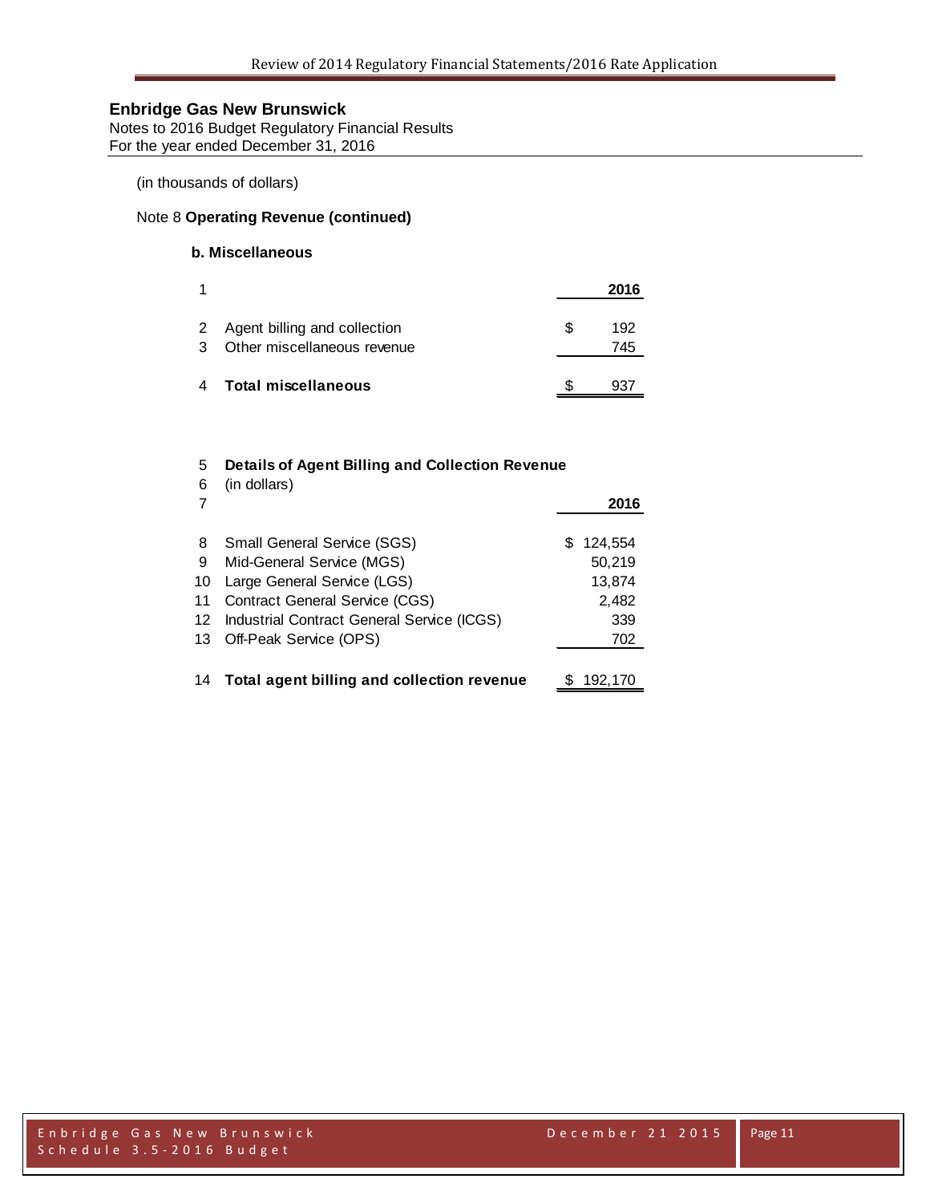# Enbridge Gas New Brunswick

Notes to 2016 Budget Regulatory Financial Results
For the year ended December 31, 2016

(in thousands of dollars)

Note 8 **Operating Revenue (continued)**

### b. Miscellaneous

| 1 | | 2016 |
|---|---|---|
| 2 | Agent billing and collection | $ 192 |
| 3 | Other miscellaneous revenue | 745 |
| 4 | **Total miscellaneous** | $ 937 |

| 5 | **Details of Agent Billing and Collection Revenue** | |
|---|---|---|
| 6 | (in dollars) | |
| 7 | | **2016** |
| 8 | Small General Service (SGS) | $ 124,554 |
| 9 | Mid-General Service (MGS) | 50,219 |
| 10 | Large General Service (LGS) | 13,874 |
| 11 | Contract General Service (CGS) | 2,482 |
| 12 | Industrial Contract General Service (ICGS) | 339 |
| 13 | Off-Peak Service (OPS) | 702 |
| 14 | **Total agent billing and collection revenue** | $ 192,170 |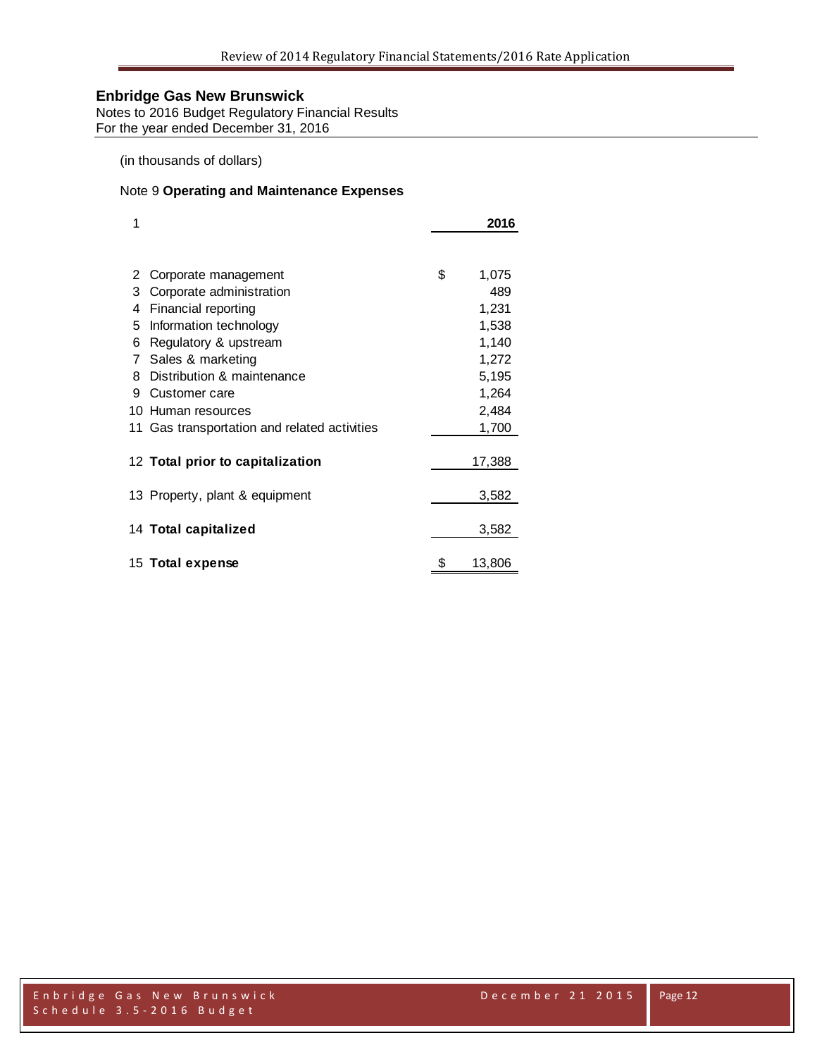## Enbridge Gas New Brunswick

Notes to 2016 Budget Regulatory Financial Results
For the year ended December 31, 2016

(in thousands of dollars)

### Note 9 **Operating and Maintenance Expenses**

| 1 | | 2016 |
|---|---|---|
| 2 | Corporate management | $ 1,075 |
| 3 | Corporate administration | 489 |
| 4 | Financial reporting | 1,231 |
| 5 | Information technology | 1,538 |
| 6 | Regulatory & upstream | 1,140 |
| 7 | Sales & marketing | 1,272 |
| 8 | Distribution & maintenance | 5,195 |
| 9 | Customer care | 1,264 |
| 10 | Human resources | 2,484 |
| 11 | Gas transportation and related activities | 1,700 |
| 12 | **Total prior to capitalization** | 17,388 |
| 13 | Property, plant & equipment | 3,582 |
| 14 | **Total capitalized** | 3,582 |
| 15 | **Total expense** | $ 13,806 |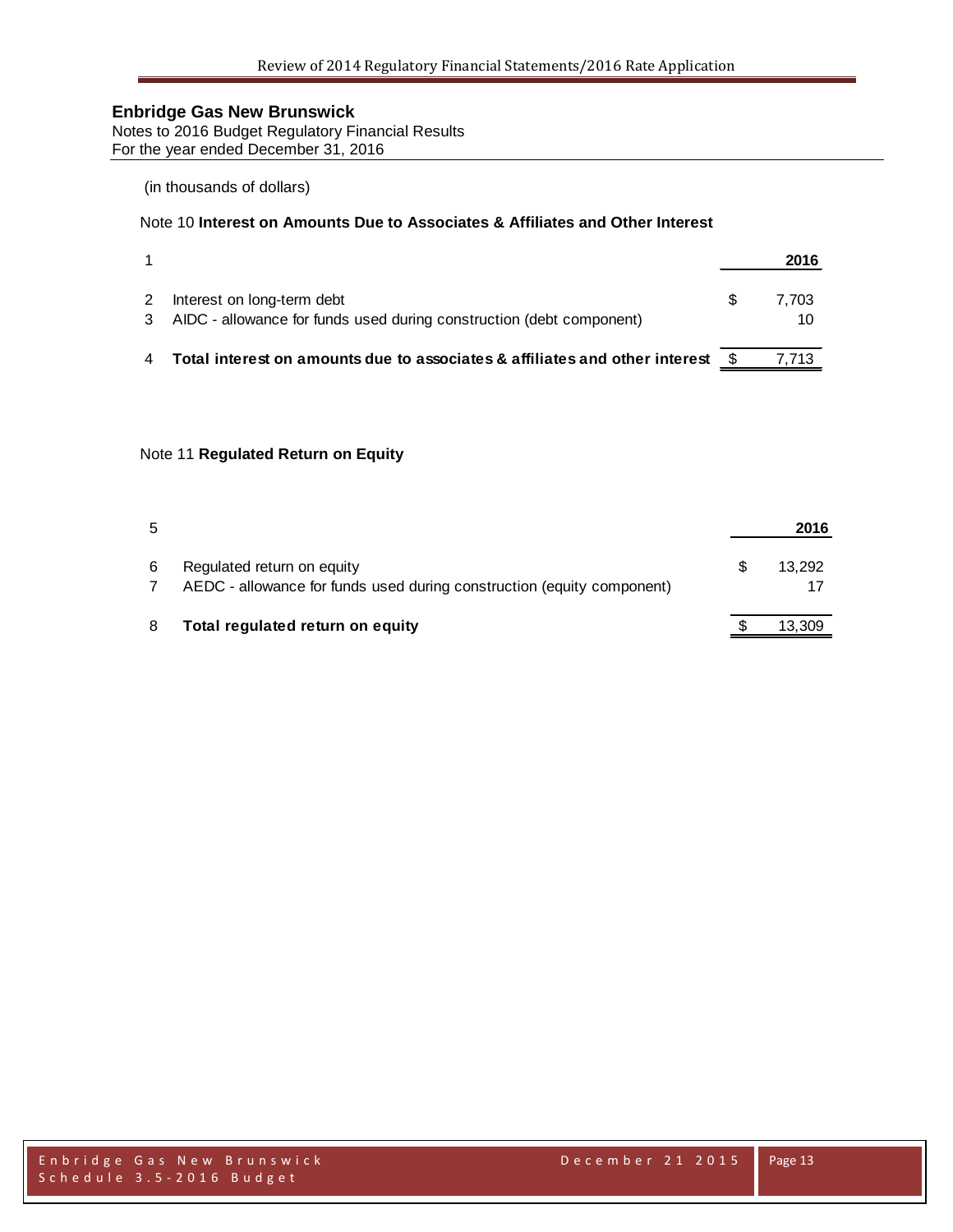**Enbridge Gas New Brunswick**
Notes to 2016 Budget Regulatory Financial Results
For the year ended December 31, 2016

(in thousands of dollars)

Note 10 **Interest on Amounts Due to Associates & Affiliates and Other Interest**

| | | | 2016 |
|---|---|---|---|
| 1 | | | |
| 2 | Interest on long-term debt | $ | 7,703 |
| 3 | AIDC - allowance for funds used during construction (debt component) | | 10 |
| 4 | **Total interest on amounts due to associates & affiliates and other interest** | $ | 7,713 |

Note 11 **Regulated Return on Equity**

| | | | 2016 |
|---|---|---|---|
| 5 | | | |
| 6 | Regulated return on equity | $ | 13,292 |
| 7 | AEDC - allowance for funds used during construction (equity component) | | 17 |
| 8 | **Total regulated return on equity** | $ | 13,309 |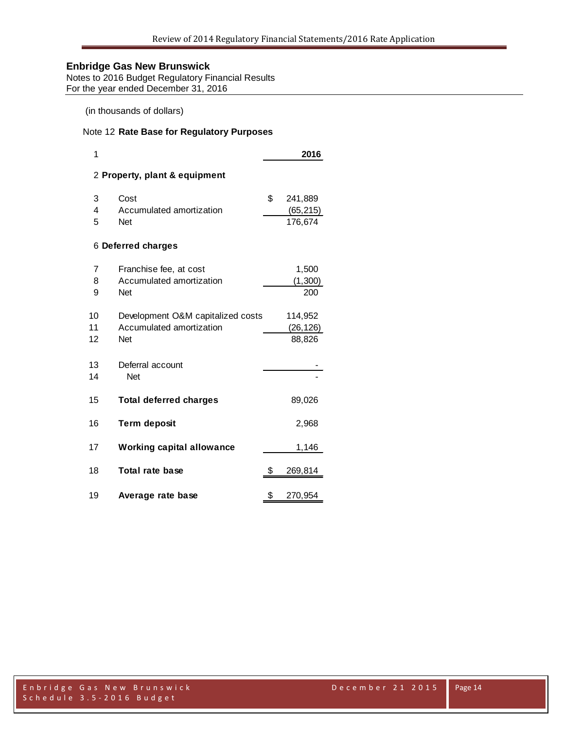## Enbridge Gas New Brunswick

Notes to 2016 Budget Regulatory Financial Results
For the year ended December 31, 2016

(in thousands of dollars)

Note 12 **Rate Base for Regulatory Purposes**

| 1 | | 2016 |
|---|---|---|
| 2 | **Property, plant & equipment** | |
| 3 | Cost | $ 241,889 |
| 4 | Accumulated amortization | (65,215) |
| 5 | Net | 176,674 |
| 6 | **Deferred charges** | |
| 7 | Franchise fee, at cost | 1,500 |
| 8 | Accumulated amortization | (1,300) |
| 9 | Net | 200 |
| 10 | Development O&M capitalized costs | 114,952 |
| 11 | Accumulated amortization | (26,126) |
| 12 | Net | 88,826 |
| 13 | Deferral account | - |
| 14 | Net | - |
| 15 | **Total deferred charges** | 89,026 |
| 16 | **Term deposit** | 2,968 |
| 17 | **Working capital allowance** | 1,146 |
| 18 | **Total rate base** | $ 269,814 |
| 19 | **Average rate base** | $ 270,954 |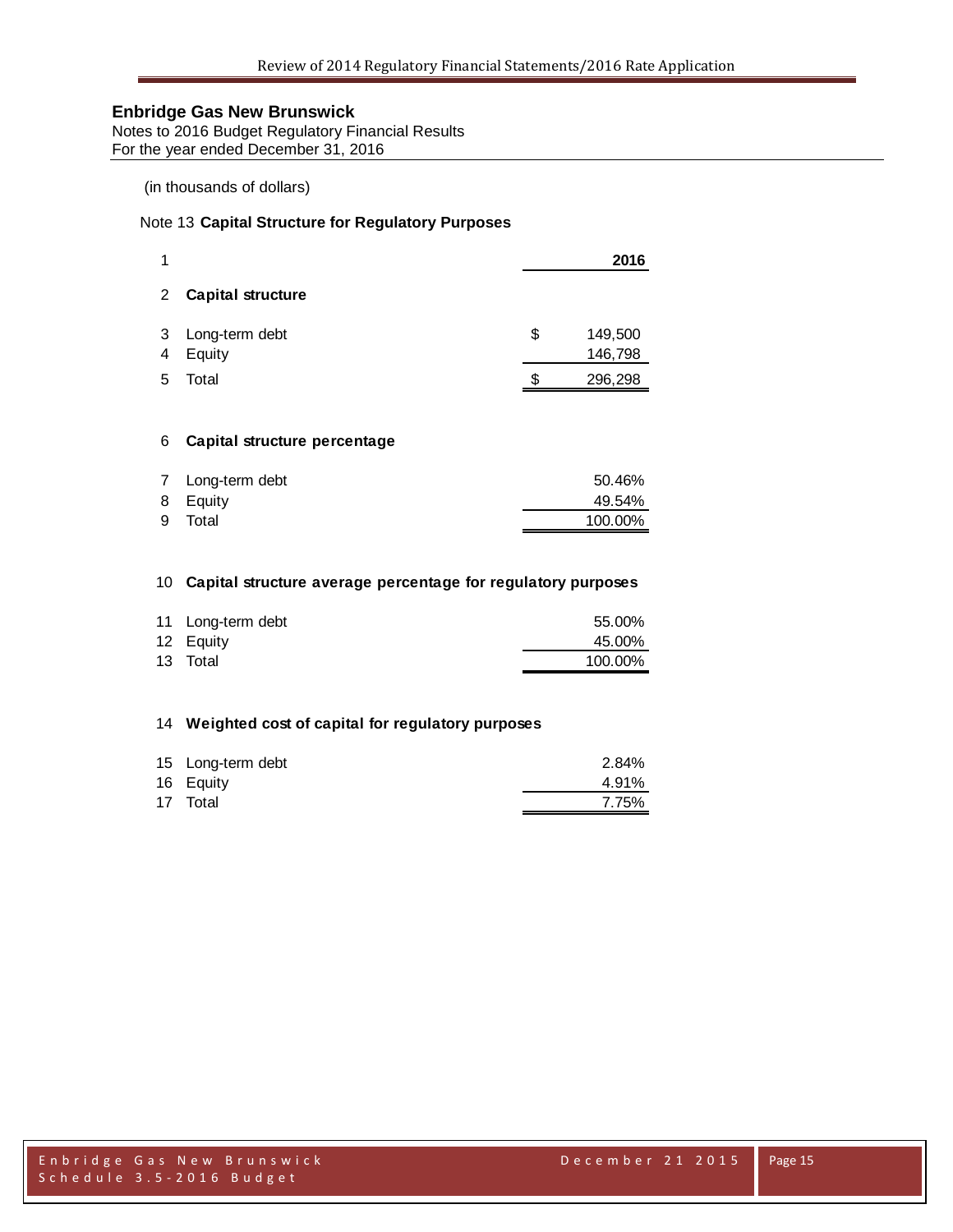# Enbridge Gas New Brunswick

Notes to 2016 Budget Regulatory Financial Results
For the year ended December 31, 2016

(in thousands of dollars)

## Note 13 **Capital Structure for Regulatory Purposes**

| 1 | | 2016 |
|---|---|---|
| 2 | **Capital structure** | |
| 3 | Long-term debt | $ 149,500 |
| 4 | Equity | 146,798 |
| 5 | Total | $ 296,298 |
| 6 | **Capital structure percentage** | |
| 7 | Long-term debt | 50.46% |
| 8 | Equity | 49.54% |
| 9 | Total | 100.00% |
| 10 | **Capital structure average percentage for regulatory purposes** | |
| 11 | Long-term debt | 55.00% |
| 12 | Equity | 45.00% |
| 13 | Total | 100.00% |
| 14 | **Weighted cost of capital for regulatory purposes** | |
| 15 | Long-term debt | 2.84% |
| 16 | Equity | 4.91% |
| 17 | Total | 7.75% |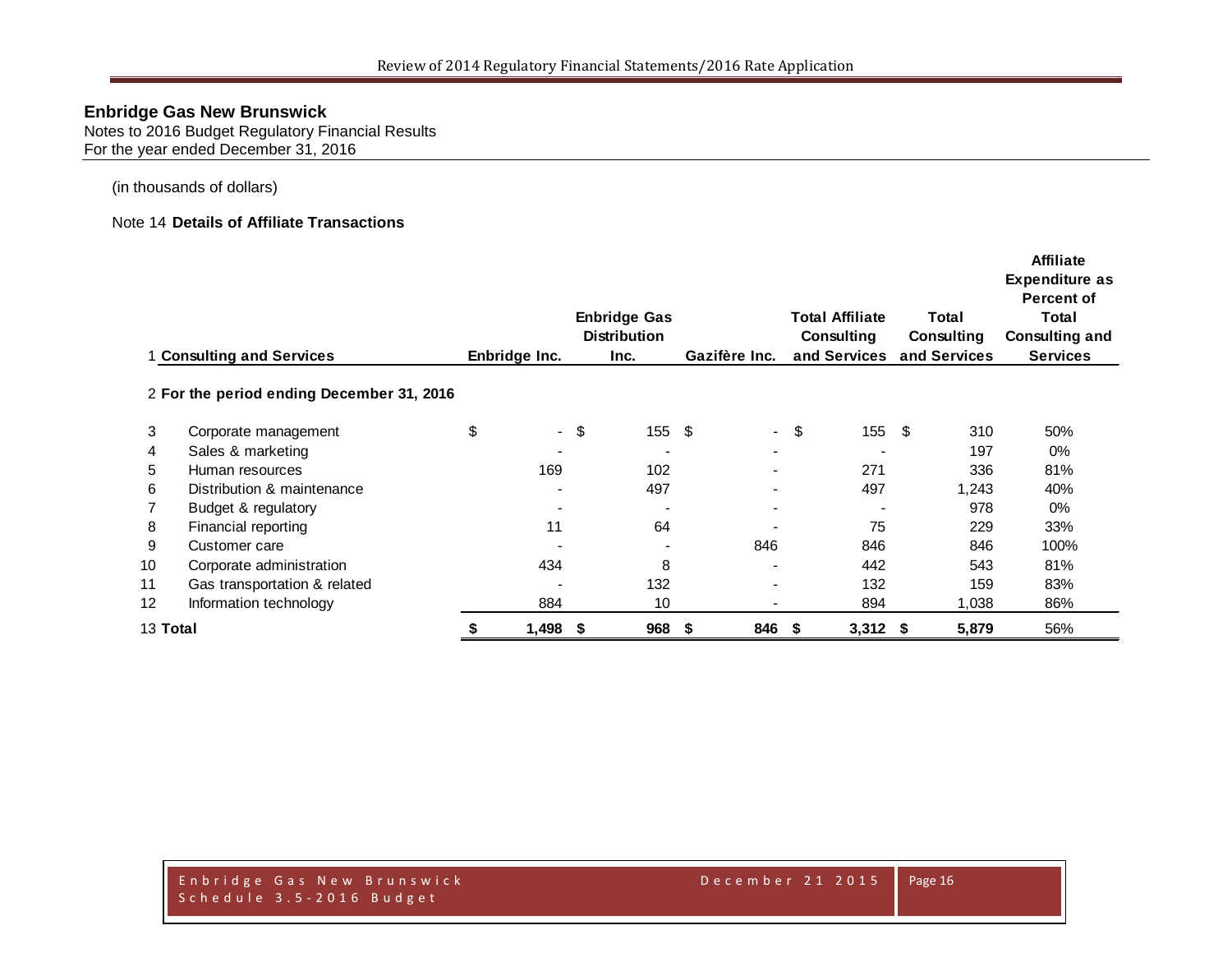# Enbridge Gas New Brunswick

Notes to 2016 Budget Regulatory Financial Results
For the year ended December 31, 2016

(in thousands of dollars)

Note 14 **Details of Affiliate Transactions**

| | | Enbridge Inc. | Enbridge Gas Distribution Inc. | Gazifère Inc. | Total Affiliate Consulting and Services | Total Consulting and Services | Affiliate Expenditure as Percent of Total Consulting and Services |
|---|---|---|---|---|---|---|---|
| 1 | **Consulting and Services** | | | | | | |
| 2 | **For the period ending December 31, 2016** | | | | | | |
| 3 | Corporate management | $ - | $ 155 | $ - | $ 155 | $ 310 | 50% |
| 4 | Sales & marketing | - | - | - | - | 197 | 0% |
| 5 | Human resources | 169 | 102 | - | 271 | 336 | 81% |
| 6 | Distribution & maintenance | - | 497 | - | 497 | 1,243 | 40% |
| 7 | Budget & regulatory | - | - | - | - | 978 | 0% |
| 8 | Financial reporting | 11 | 64 | - | 75 | 229 | 33% |
| 9 | Customer care | - | - | 846 | 846 | 846 | 100% |
| 10 | Corporate administration | 434 | 8 | - | 442 | 543 | 81% |
| 11 | Gas transportation & related | - | 132 | - | 132 | 159 | 83% |
| 12 | Information technology | 884 | 10 | - | 894 | 1,038 | 86% |
| 13 | **Total** | **$ 1,498** | **$ 968** | **$ 846** | **$ 3,312** | **$ 5,879** | 56% |